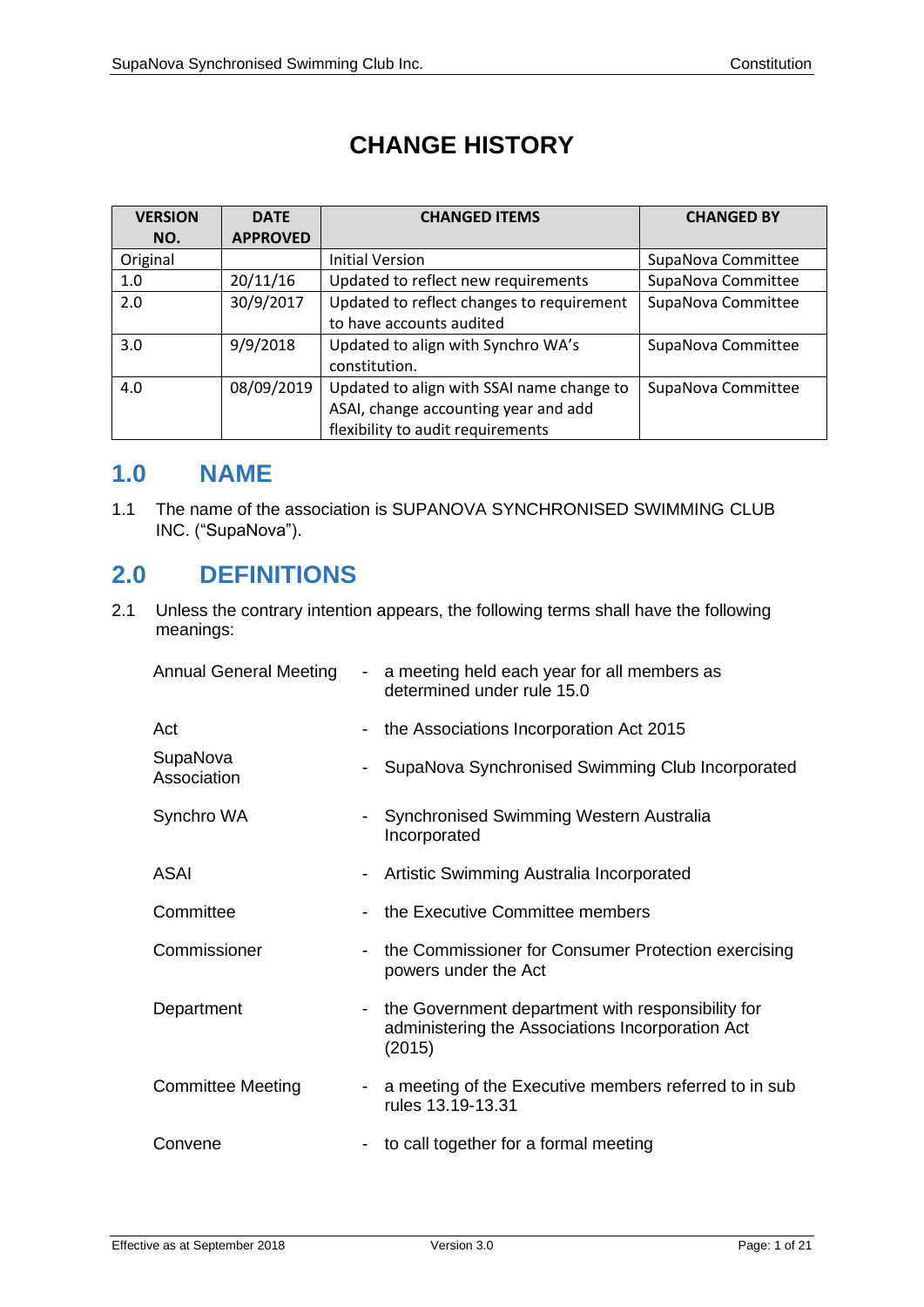# CHANGE HISTORY

| VERSION NO. | DATE APPROVED | CHANGED ITEMS | CHANGED BY |
|---|---|---|---|
| Original | | Initial Version | SupaNova Committee |
| 1.0 | 20/11/16 | Updated to reflect new requirements | SupaNova Committee |
| 2.0 | 30/9/2017 | Updated to reflect changes to requirement to have accounts audited | SupaNova Committee |
| 3.0 | 9/9/2018 | Updated to align with Synchro WA's constitution. | SupaNova Committee |
| 4.0 | 08/09/2019 | Updated to align with SSAI name change to ASAI, change accounting year and add flexibility to audit requirements | SupaNova Committee |

## 1.0 NAME

1.1 The name of the association is SUPANOVA SYNCHRONISED SWIMMING CLUB INC. ("SupaNova").

## 2.0 DEFINITIONS

2.1 Unless the contrary intention appears, the following terms shall have the following meanings:

| | | |
|---|---|---|
| Annual General Meeting | - | a meeting held each year for all members as determined under rule 15.0 |
| Act | - | the Associations Incorporation Act 2015 |
| SupaNova Association | - | SupaNova Synchronised Swimming Club Incorporated |
| Synchro WA | - | Synchronised Swimming Western Australia Incorporated |
| ASAI | - | Artistic Swimming Australia Incorporated |
| Committee | - | the Executive Committee members |
| Commissioner | - | the Commissioner for Consumer Protection exercising powers under the Act |
| Department | - | the Government department with responsibility for administering the Associations Incorporation Act (2015) |
| Committee Meeting | - | a meeting of the Executive members referred to in sub rules 13.19-13.31 |
| Convene | - | to call together for a formal meeting |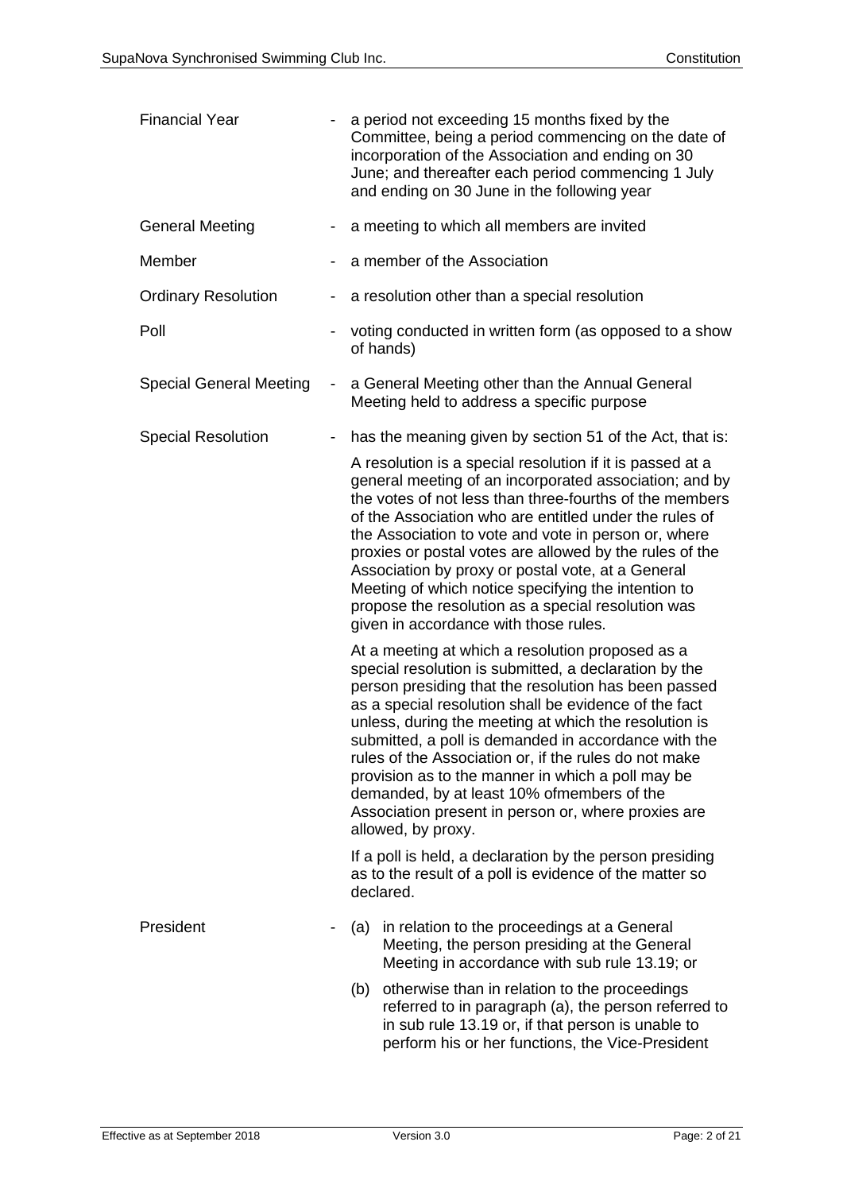| | | |
|---|---|---|
| Financial Year | - | a period not exceeding 15 months fixed by the Committee, being a period commencing on the date of incorporation of the Association and ending on 30 June; and thereafter each period commencing 1 July and ending on 30 June in the following year |
| General Meeting | - | a meeting to which all members are invited |
| Member | - | a member of the Association |
| Ordinary Resolution | - | a resolution other than a special resolution |
| Poll | - | voting conducted in written form (as opposed to a show of hands) |
| Special General Meeting | - | a General Meeting other than the Annual General Meeting held to address a specific purpose |
| Special Resolution | - | has the meaning given by section 51 of the Act, that is:<br><br>A resolution is a special resolution if it is passed at a general meeting of an incorporated association; and by the votes of not less than three-fourths of the members of the Association who are entitled under the rules of the Association to vote and vote in person or, where proxies or postal votes are allowed by the rules of the Association by proxy or postal vote, at a General Meeting of which notice specifying the intention to propose the resolution as a special resolution was given in accordance with those rules.<br><br>At a meeting at which a resolution proposed as a special resolution is submitted, a declaration by the person presiding that the resolution has been passed as a special resolution shall be evidence of the fact unless, during the meeting at which the resolution is submitted, a poll is demanded in accordance with the rules of the Association or, if the rules do not make provision as to the manner in which a poll may be demanded, by at least 10% ofmembers of the Association present in person or, where proxies are allowed, by proxy.<br><br>If a poll is held, a declaration by the person presiding as to the result of a poll is evidence of the matter so declared. |
| President | - | (a) in relation to the proceedings at a General Meeting, the person presiding at the General Meeting in accordance with sub rule 13.19; or<br><br>(b) otherwise than in relation to the proceedings referred to in paragraph (a), the person referred to in sub rule 13.19 or, if that person is unable to perform his or her functions, the Vice-President |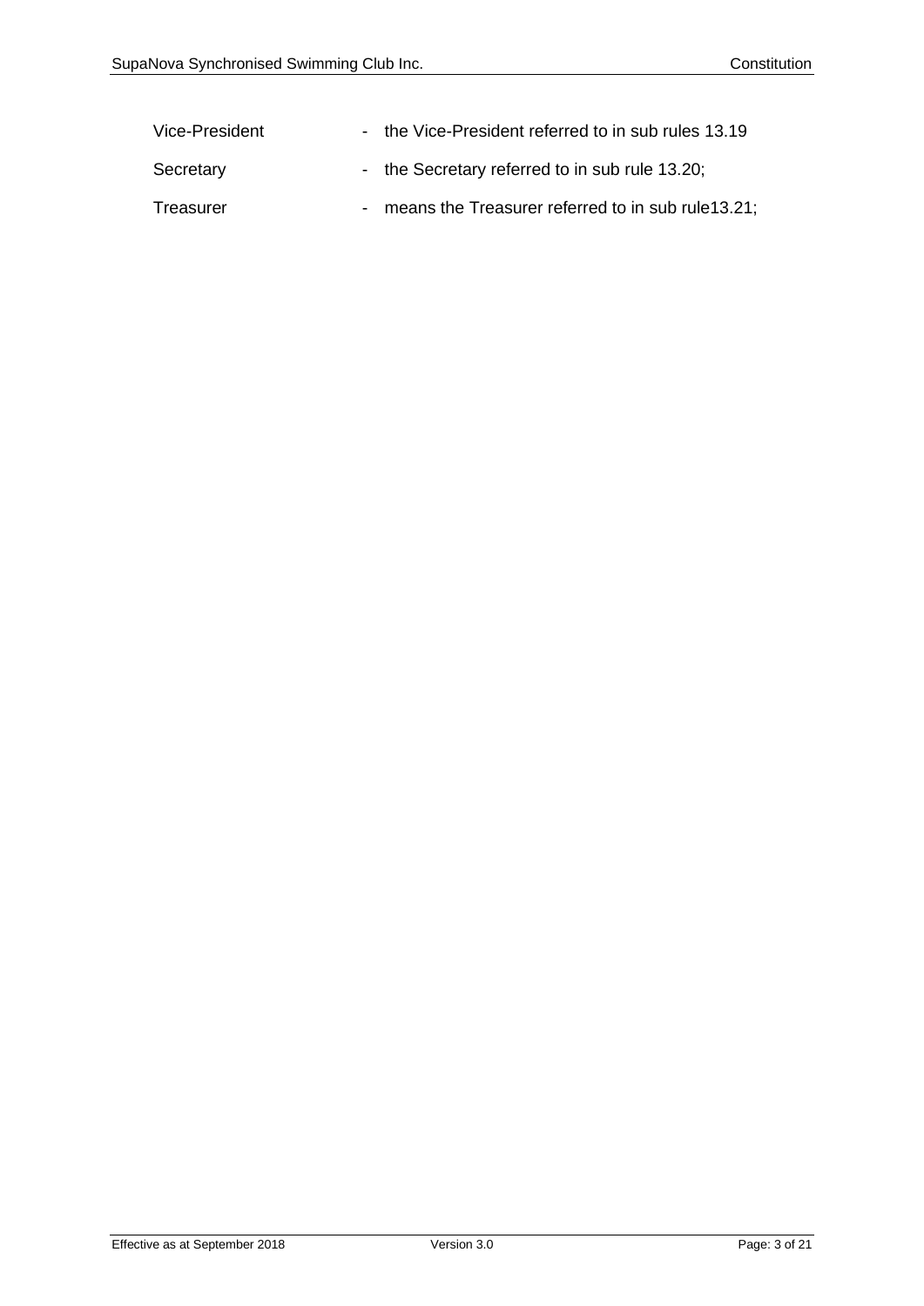| | | |
|---|---|---|
| Vice-President | - | the Vice-President referred to in sub rules 13.19 |
| Secretary | - | the Secretary referred to in sub rule 13.20; |
| Treasurer | - | means the Treasurer referred to in sub rule13.21; |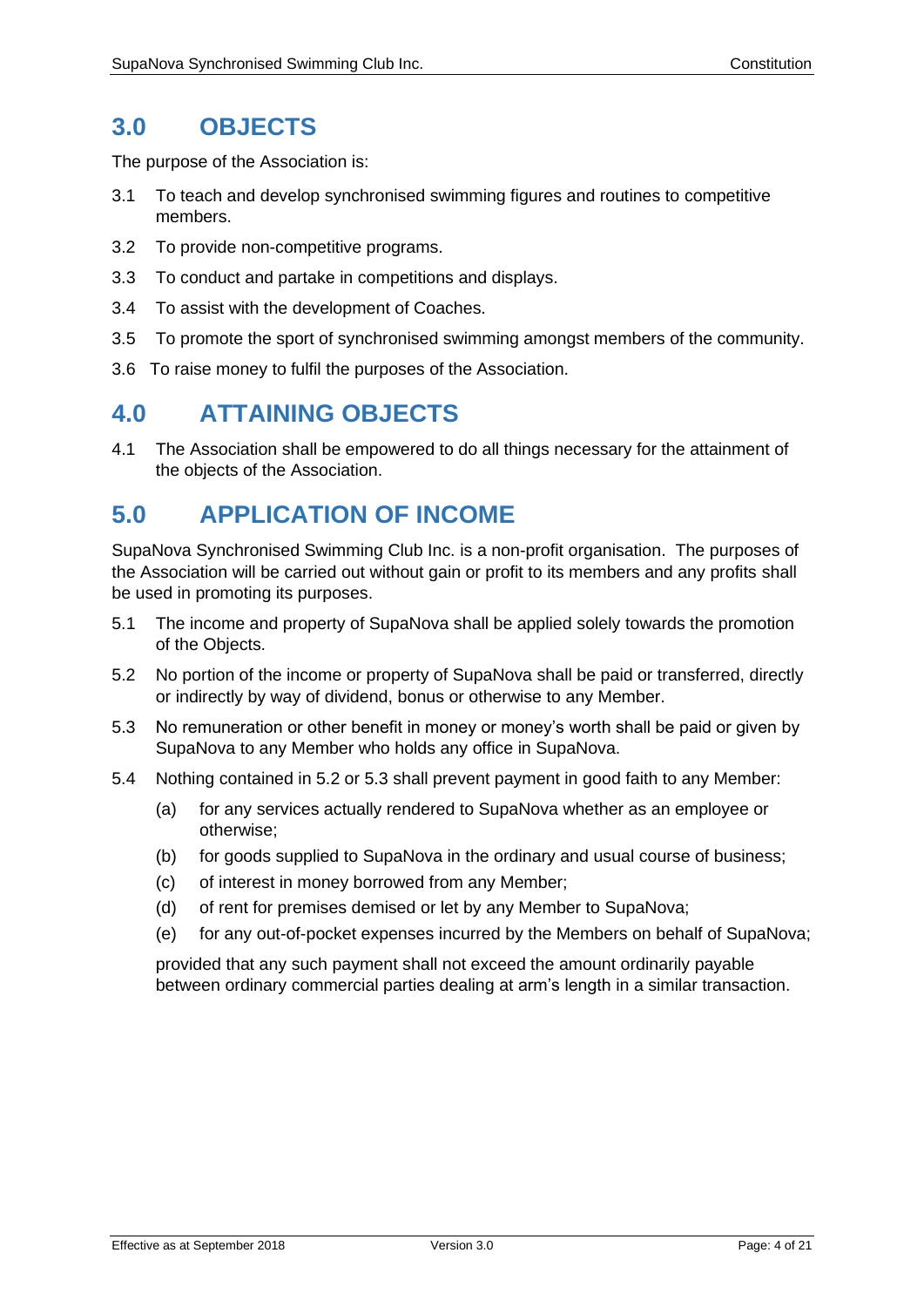## 3.0 OBJECTS

The purpose of the Association is:

3.1 To teach and develop synchronised swimming figures and routines to competitive members.

3.2 To provide non-competitive programs.

3.3 To conduct and partake in competitions and displays.

3.4 To assist with the development of Coaches.

3.5 To promote the sport of synchronised swimming amongst members of the community.

3.6 To raise money to fulfil the purposes of the Association.

## 4.0 ATTAINING OBJECTS

4.1 The Association shall be empowered to do all things necessary for the attainment of the objects of the Association.

## 5.0 APPLICATION OF INCOME

SupaNova Synchronised Swimming Club Inc. is a non-profit organisation. The purposes of the Association will be carried out without gain or profit to its members and any profits shall be used in promoting its purposes.

5.1 The income and property of SupaNova shall be applied solely towards the promotion of the Objects.

5.2 No portion of the income or property of SupaNova shall be paid or transferred, directly or indirectly by way of dividend, bonus or otherwise to any Member.

5.3 No remuneration or other benefit in money or money's worth shall be paid or given by SupaNova to any Member who holds any office in SupaNova.

5.4 Nothing contained in 5.2 or 5.3 shall prevent payment in good faith to any Member:

(a) for any services actually rendered to SupaNova whether as an employee or otherwise;

(b) for goods supplied to SupaNova in the ordinary and usual course of business;

(c) of interest in money borrowed from any Member;

(d) of rent for premises demised or let by any Member to SupaNova;

(e) for any out-of-pocket expenses incurred by the Members on behalf of SupaNova;

provided that any such payment shall not exceed the amount ordinarily payable between ordinary commercial parties dealing at arm's length in a similar transaction.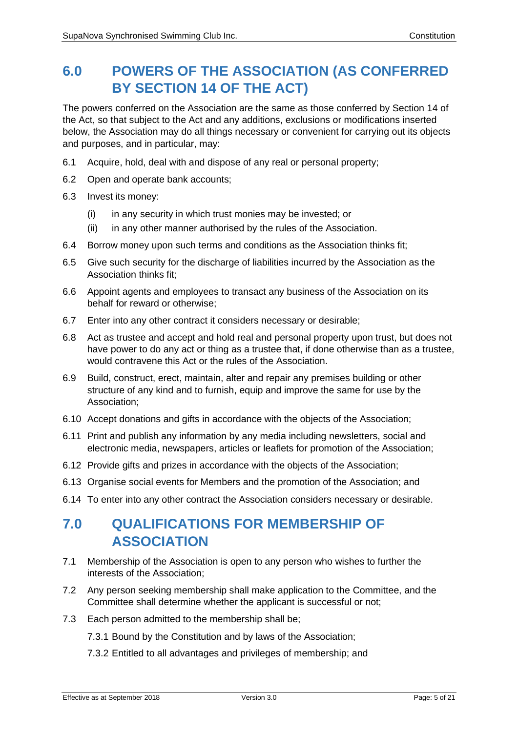## 6.0 POWERS OF THE ASSOCIATION (AS CONFERRED BY SECTION 14 OF THE ACT)

The powers conferred on the Association are the same as those conferred by Section 14 of the Act, so that subject to the Act and any additions, exclusions or modifications inserted below, the Association may do all things necessary or convenient for carrying out its objects and purposes, and in particular, may:

6.1 Acquire, hold, deal with and dispose of any real or personal property;

6.2 Open and operate bank accounts;

6.3 Invest its money:

- (i) in any security in which trust monies may be invested; or
- (ii) in any other manner authorised by the rules of the Association.

6.4 Borrow money upon such terms and conditions as the Association thinks fit;

6.5 Give such security for the discharge of liabilities incurred by the Association as the Association thinks fit;

6.6 Appoint agents and employees to transact any business of the Association on its behalf for reward or otherwise;

6.7 Enter into any other contract it considers necessary or desirable;

6.8 Act as trustee and accept and hold real and personal property upon trust, but does not have power to do any act or thing as a trustee that, if done otherwise than as a trustee, would contravene this Act or the rules of the Association.

6.9 Build, construct, erect, maintain, alter and repair any premises building or other structure of any kind and to furnish, equip and improve the same for use by the Association;

6.10 Accept donations and gifts in accordance with the objects of the Association;

6.11 Print and publish any information by any media including newsletters, social and electronic media, newspapers, articles or leaflets for promotion of the Association;

6.12 Provide gifts and prizes in accordance with the objects of the Association;

6.13 Organise social events for Members and the promotion of the Association; and

6.14 To enter into any other contract the Association considers necessary or desirable.

## 7.0 QUALIFICATIONS FOR MEMBERSHIP OF ASSOCIATION

7.1 Membership of the Association is open to any person who wishes to further the interests of the Association;

7.2 Any person seeking membership shall make application to the Committee, and the Committee shall determine whether the applicant is successful or not;

7.3 Each person admitted to the membership shall be;

7.3.1 Bound by the Constitution and by laws of the Association;

7.3.2 Entitled to all advantages and privileges of membership; and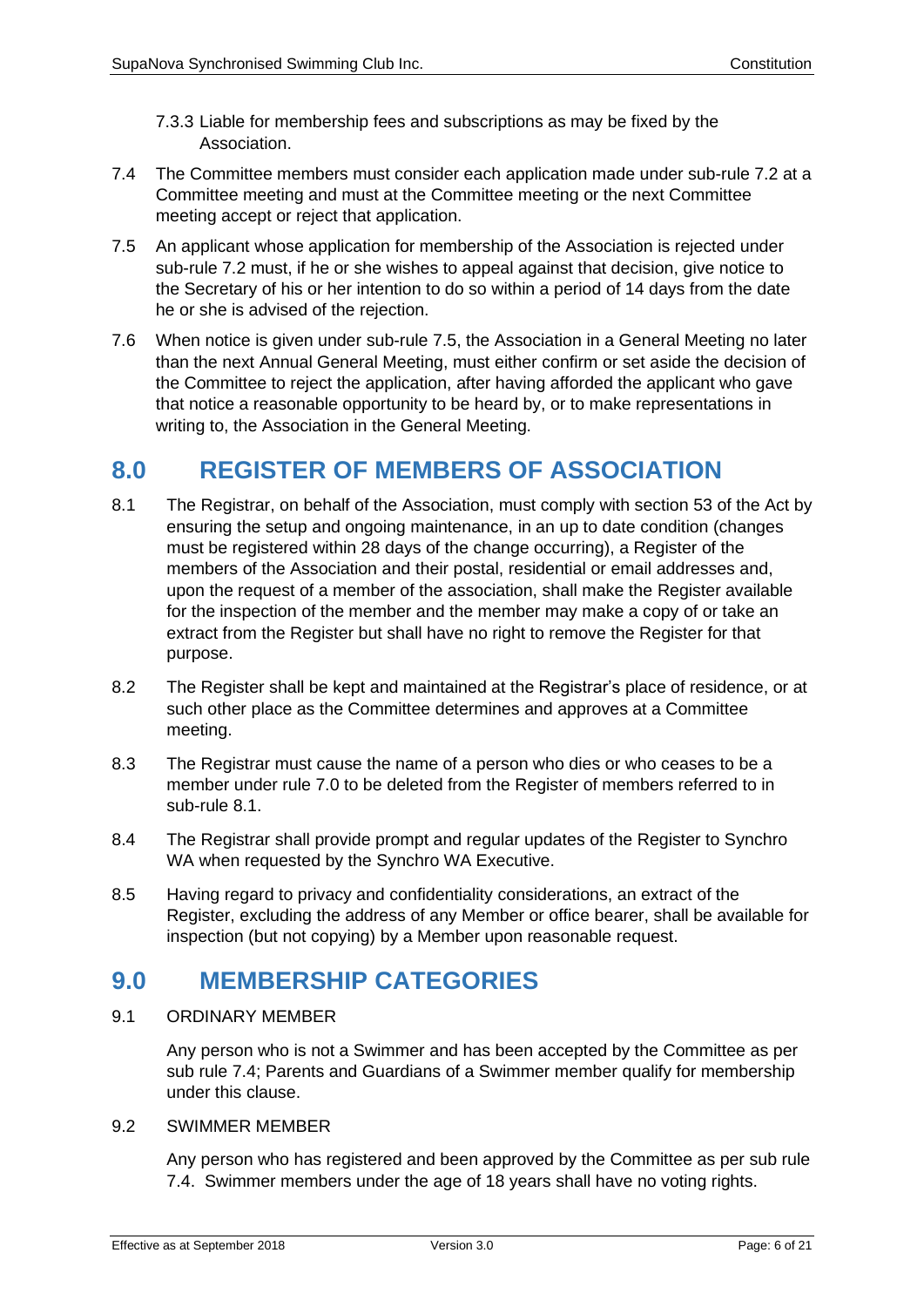7.3.3 Liable for membership fees and subscriptions as may be fixed by the Association.

7.4 The Committee members must consider each application made under sub-rule 7.2 at a Committee meeting and must at the Committee meeting or the next Committee meeting accept or reject that application.

7.5 An applicant whose application for membership of the Association is rejected under sub-rule 7.2 must, if he or she wishes to appeal against that decision, give notice to the Secretary of his or her intention to do so within a period of 14 days from the date he or she is advised of the rejection.

7.6 When notice is given under sub-rule 7.5, the Association in a General Meeting no later than the next Annual General Meeting, must either confirm or set aside the decision of the Committee to reject the application, after having afforded the applicant who gave that notice a reasonable opportunity to be heard by, or to make representations in writing to, the Association in the General Meeting.

## 8.0 REGISTER OF MEMBERS OF ASSOCIATION

8.1 The Registrar, on behalf of the Association, must comply with section 53 of the Act by ensuring the setup and ongoing maintenance, in an up to date condition (changes must be registered within 28 days of the change occurring), a Register of the members of the Association and their postal, residential or email addresses and, upon the request of a member of the association, shall make the Register available for the inspection of the member and the member may make a copy of or take an extract from the Register but shall have no right to remove the Register for that purpose.

8.2 The Register shall be kept and maintained at the Registrar's place of residence, or at such other place as the Committee determines and approves at a Committee meeting.

8.3 The Registrar must cause the name of a person who dies or who ceases to be a member under rule 7.0 to be deleted from the Register of members referred to in sub-rule 8.1.

8.4 The Registrar shall provide prompt and regular updates of the Register to Synchro WA when requested by the Synchro WA Executive.

8.5 Having regard to privacy and confidentiality considerations, an extract of the Register, excluding the address of any Member or office bearer, shall be available for inspection (but not copying) by a Member upon reasonable request.

## 9.0 MEMBERSHIP CATEGORIES

9.1 ORDINARY MEMBER

Any person who is not a Swimmer and has been accepted by the Committee as per sub rule 7.4; Parents and Guardians of a Swimmer member qualify for membership under this clause.

9.2 SWIMMER MEMBER

Any person who has registered and been approved by the Committee as per sub rule 7.4. Swimmer members under the age of 18 years shall have no voting rights.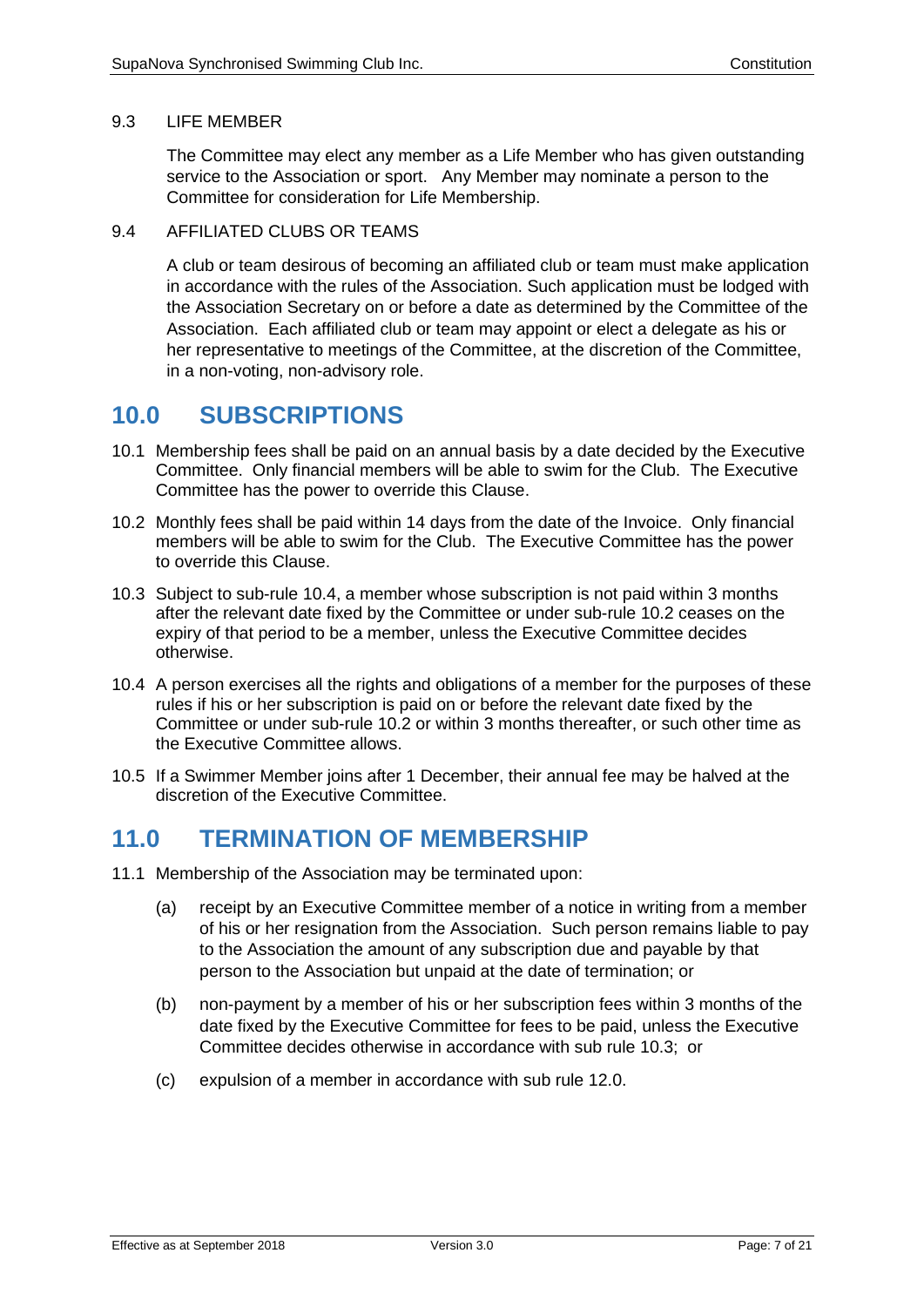### 9.3 LIFE MEMBER

The Committee may elect any member as a Life Member who has given outstanding service to the Association or sport. Any Member may nominate a person to the Committee for consideration for Life Membership.

### 9.4 AFFILIATED CLUBS OR TEAMS

A club or team desirous of becoming an affiliated club or team must make application in accordance with the rules of the Association. Such application must be lodged with the Association Secretary on or before a date as determined by the Committee of the Association. Each affiliated club or team may appoint or elect a delegate as his or her representative to meetings of the Committee, at the discretion of the Committee, in a non-voting, non-advisory role.

## 10.0 SUBSCRIPTIONS

10.1 Membership fees shall be paid on an annual basis by a date decided by the Executive Committee. Only financial members will be able to swim for the Club. The Executive Committee has the power to override this Clause.

10.2 Monthly fees shall be paid within 14 days from the date of the Invoice. Only financial members will be able to swim for the Club. The Executive Committee has the power to override this Clause.

10.3 Subject to sub-rule 10.4, a member whose subscription is not paid within 3 months after the relevant date fixed by the Committee or under sub-rule 10.2 ceases on the expiry of that period to be a member, unless the Executive Committee decides otherwise.

10.4 A person exercises all the rights and obligations of a member for the purposes of these rules if his or her subscription is paid on or before the relevant date fixed by the Committee or under sub-rule 10.2 or within 3 months thereafter, or such other time as the Executive Committee allows.

10.5 If a Swimmer Member joins after 1 December, their annual fee may be halved at the discretion of the Executive Committee.

## 11.0 TERMINATION OF MEMBERSHIP

11.1 Membership of the Association may be terminated upon:

(a) receipt by an Executive Committee member of a notice in writing from a member of his or her resignation from the Association. Such person remains liable to pay to the Association the amount of any subscription due and payable by that person to the Association but unpaid at the date of termination; or

(b) non-payment by a member of his or her subscription fees within 3 months of the date fixed by the Executive Committee for fees to be paid, unless the Executive Committee decides otherwise in accordance with sub rule 10.3; or

(c) expulsion of a member in accordance with sub rule 12.0.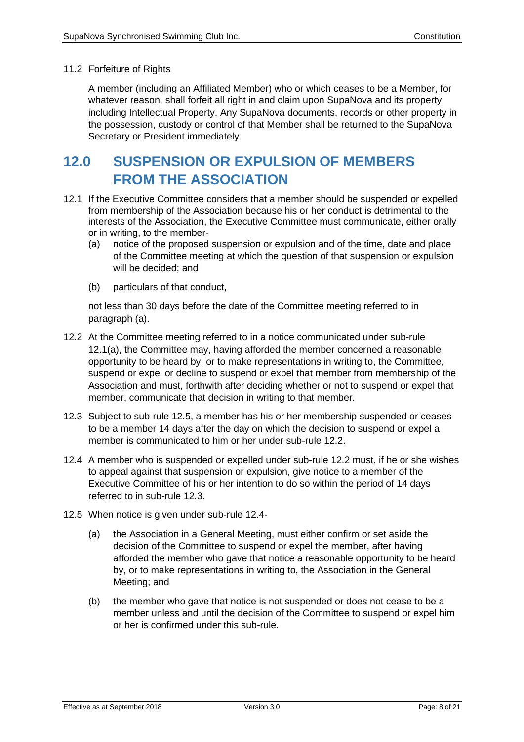### 11.2 Forfeiture of Rights

A member (including an Affiliated Member) who or which ceases to be a Member, for whatever reason, shall forfeit all right in and claim upon SupaNova and its property including Intellectual Property. Any SupaNova documents, records or other property in the possession, custody or control of that Member shall be returned to the SupaNova Secretary or President immediately.

# 12.0 SUSPENSION OR EXPULSION OF MEMBERS FROM THE ASSOCIATION

12.1 If the Executive Committee considers that a member should be suspended or expelled from membership of the Association because his or her conduct is detrimental to the interests of the Association, the Executive Committee must communicate, either orally or in writing, to the member-

- (a) notice of the proposed suspension or expulsion and of the time, date and place of the Committee meeting at which the question of that suspension or expulsion will be decided; and
- (b) particulars of that conduct,

not less than 30 days before the date of the Committee meeting referred to in paragraph (a).

12.2 At the Committee meeting referred to in a notice communicated under sub-rule 12.1(a), the Committee may, having afforded the member concerned a reasonable opportunity to be heard by, or to make representations in writing to, the Committee, suspend or expel or decline to suspend or expel that member from membership of the Association and must, forthwith after deciding whether or not to suspend or expel that member, communicate that decision in writing to that member.

12.3 Subject to sub-rule 12.5, a member has his or her membership suspended or ceases to be a member 14 days after the day on which the decision to suspend or expel a member is communicated to him or her under sub-rule 12.2.

12.4 A member who is suspended or expelled under sub-rule 12.2 must, if he or she wishes to appeal against that suspension or expulsion, give notice to a member of the Executive Committee of his or her intention to do so within the period of 14 days referred to in sub-rule 12.3.

12.5 When notice is given under sub-rule 12.4-

- (a) the Association in a General Meeting, must either confirm or set aside the decision of the Committee to suspend or expel the member, after having afforded the member who gave that notice a reasonable opportunity to be heard by, or to make representations in writing to, the Association in the General Meeting; and
- (b) the member who gave that notice is not suspended or does not cease to be a member unless and until the decision of the Committee to suspend or expel him or her is confirmed under this sub-rule.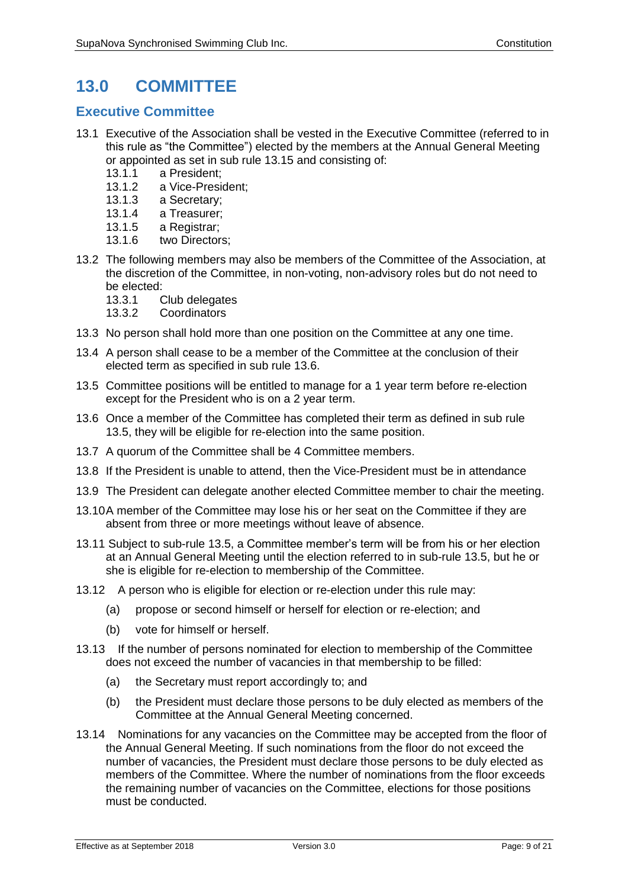# 13.0 COMMITTEE

## Executive Committee

13.1 Executive of the Association shall be vested in the Executive Committee (referred to in this rule as "the Committee") elected by the members at the Annual General Meeting or appointed as set in sub rule 13.15 and consisting of:

- 13.1.1 a President;
- 13.1.2 a Vice-President;
- 13.1.3 a Secretary;
- 13.1.4 a Treasurer;
- 13.1.5 a Registrar;
- 13.1.6 two Directors;

13.2 The following members may also be members of the Committee of the Association, at the discretion of the Committee, in non-voting, non-advisory roles but do not need to be elected:

- 13.3.1 Club delegates
- 13.3.2 Coordinators

13.3 No person shall hold more than one position on the Committee at any one time.

13.4 A person shall cease to be a member of the Committee at the conclusion of their elected term as specified in sub rule 13.6.

13.5 Committee positions will be entitled to manage for a 1 year term before re-election except for the President who is on a 2 year term.

13.6 Once a member of the Committee has completed their term as defined in sub rule 13.5, they will be eligible for re-election into the same position.

13.7 A quorum of the Committee shall be 4 Committee members.

13.8 If the President is unable to attend, then the Vice-President must be in attendance

13.9 The President can delegate another elected Committee member to chair the meeting.

13.10 A member of the Committee may lose his or her seat on the Committee if they are absent from three or more meetings without leave of absence.

13.11 Subject to sub-rule 13.5, a Committee member's term will be from his or her election at an Annual General Meeting until the election referred to in sub-rule 13.5, but he or she is eligible for re-election to membership of the Committee.

13.12 A person who is eligible for election or re-election under this rule may:

- (a) propose or second himself or herself for election or re-election; and
- (b) vote for himself or herself.

13.13 If the number of persons nominated for election to membership of the Committee does not exceed the number of vacancies in that membership to be filled:

- (a) the Secretary must report accordingly to; and
- (b) the President must declare those persons to be duly elected as members of the Committee at the Annual General Meeting concerned.

13.14 Nominations for any vacancies on the Committee may be accepted from the floor of the Annual General Meeting. If such nominations from the floor do not exceed the number of vacancies, the President must declare those persons to be duly elected as members of the Committee. Where the number of nominations from the floor exceeds the remaining number of vacancies on the Committee, elections for those positions must be conducted.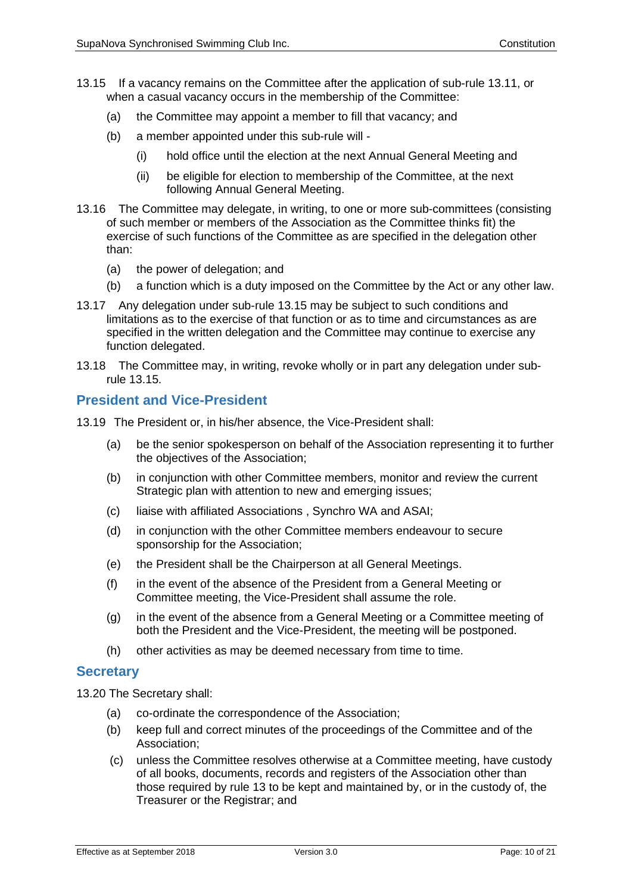13.15 If a vacancy remains on the Committee after the application of sub-rule 13.11, or when a casual vacancy occurs in the membership of the Committee:

- (a) the Committee may appoint a member to fill that vacancy; and
- (b) a member appointed under this sub-rule will -
  - (i) hold office until the election at the next Annual General Meeting and
  - (ii) be eligible for election to membership of the Committee, at the next following Annual General Meeting.

13.16 The Committee may delegate, in writing, to one or more sub-committees (consisting of such member or members of the Association as the Committee thinks fit) the exercise of such functions of the Committee as are specified in the delegation other than:

- (a) the power of delegation; and
- (b) a function which is a duty imposed on the Committee by the Act or any other law.

13.17 Any delegation under sub-rule 13.15 may be subject to such conditions and limitations as to the exercise of that function or as to time and circumstances as are specified in the written delegation and the Committee may continue to exercise any function delegated.

13.18 The Committee may, in writing, revoke wholly or in part any delegation under sub-rule 13.15.

## President and Vice-President

13.19 The President or, in his/her absence, the Vice-President shall:

- (a) be the senior spokesperson on behalf of the Association representing it to further the objectives of the Association;
- (b) in conjunction with other Committee members, monitor and review the current Strategic plan with attention to new and emerging issues;
- (c) liaise with affiliated Associations , Synchro WA and ASAI;
- (d) in conjunction with the other Committee members endeavour to secure sponsorship for the Association;
- (e) the President shall be the Chairperson at all General Meetings.
- (f) in the event of the absence of the President from a General Meeting or Committee meeting, the Vice-President shall assume the role.
- (g) in the event of the absence from a General Meeting or a Committee meeting of both the President and the Vice-President, the meeting will be postponed.
- (h) other activities as may be deemed necessary from time to time.

## Secretary

13.20 The Secretary shall:

- (a) co-ordinate the correspondence of the Association;
- (b) keep full and correct minutes of the proceedings of the Committee and of the Association;
- (c) unless the Committee resolves otherwise at a Committee meeting, have custody of all books, documents, records and registers of the Association other than those required by rule 13 to be kept and maintained by, or in the custody of, the Treasurer or the Registrar; and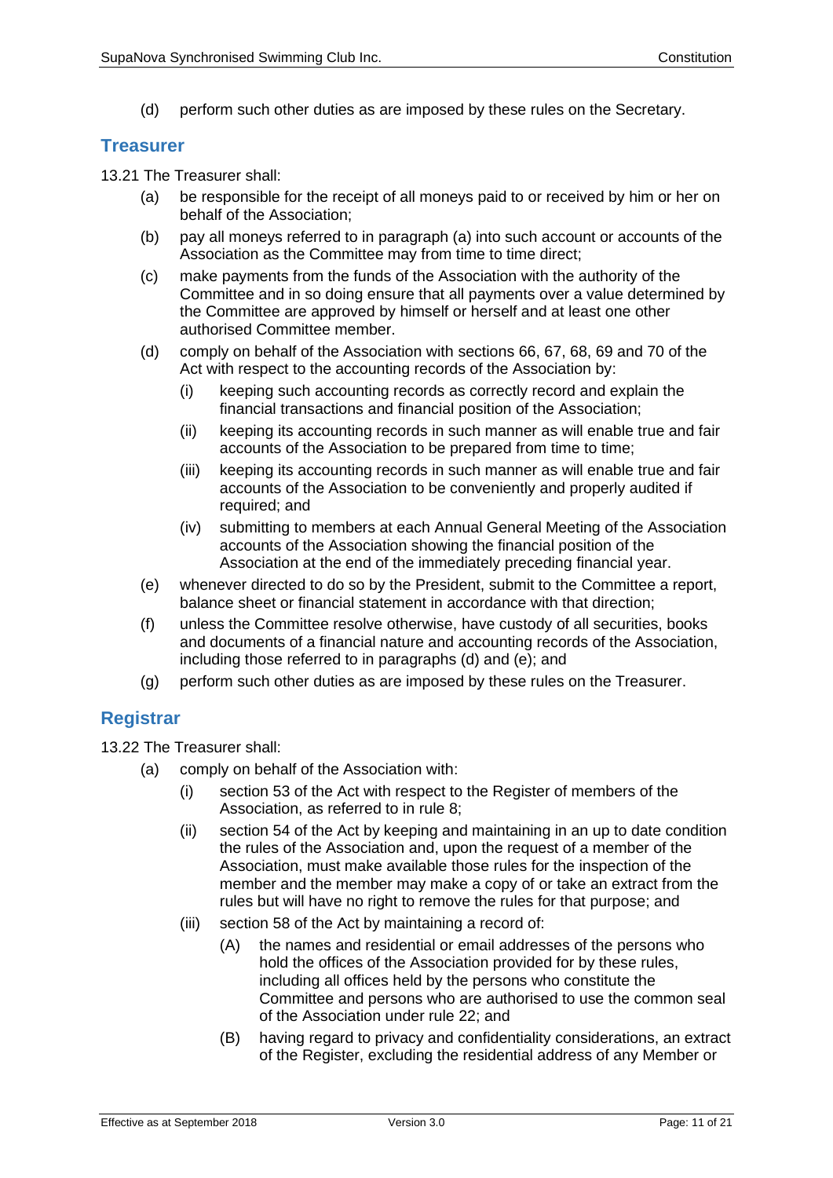(d) perform such other duties as are imposed by these rules on the Secretary.

## Treasurer

13.21 The Treasurer shall:

(a) be responsible for the receipt of all moneys paid to or received by him or her on behalf of the Association;

(b) pay all moneys referred to in paragraph (a) into such account or accounts of the Association as the Committee may from time to time direct;

(c) make payments from the funds of the Association with the authority of the Committee and in so doing ensure that all payments over a value determined by the Committee are approved by himself or herself and at least one other authorised Committee member.

(d) comply on behalf of the Association with sections 66, 67, 68, 69 and 70 of the Act with respect to the accounting records of the Association by:

  (i) keeping such accounting records as correctly record and explain the financial transactions and financial position of the Association;

  (ii) keeping its accounting records in such manner as will enable true and fair accounts of the Association to be prepared from time to time;

  (iii) keeping its accounting records in such manner as will enable true and fair accounts of the Association to be conveniently and properly audited if required; and

  (iv) submitting to members at each Annual General Meeting of the Association accounts of the Association showing the financial position of the Association at the end of the immediately preceding financial year.

(e) whenever directed to do so by the President, submit to the Committee a report, balance sheet or financial statement in accordance with that direction;

(f) unless the Committee resolve otherwise, have custody of all securities, books and documents of a financial nature and accounting records of the Association, including those referred to in paragraphs (d) and (e); and

(g) perform such other duties as are imposed by these rules on the Treasurer.

## Registrar

13.22 The Treasurer shall:

(a) comply on behalf of the Association with:

  (i) section 53 of the Act with respect to the Register of members of the Association, as referred to in rule 8;

  (ii) section 54 of the Act by keeping and maintaining in an up to date condition the rules of the Association and, upon the request of a member of the Association, must make available those rules for the inspection of the member and the member may make a copy of or take an extract from the rules but will have no right to remove the rules for that purpose; and

  (iii) section 58 of the Act by maintaining a record of:

    (A) the names and residential or email addresses of the persons who hold the offices of the Association provided for by these rules, including all offices held by the persons who constitute the Committee and persons who are authorised to use the common seal of the Association under rule 22; and

    (B) having regard to privacy and confidentiality considerations, an extract of the Register, excluding the residential address of any Member or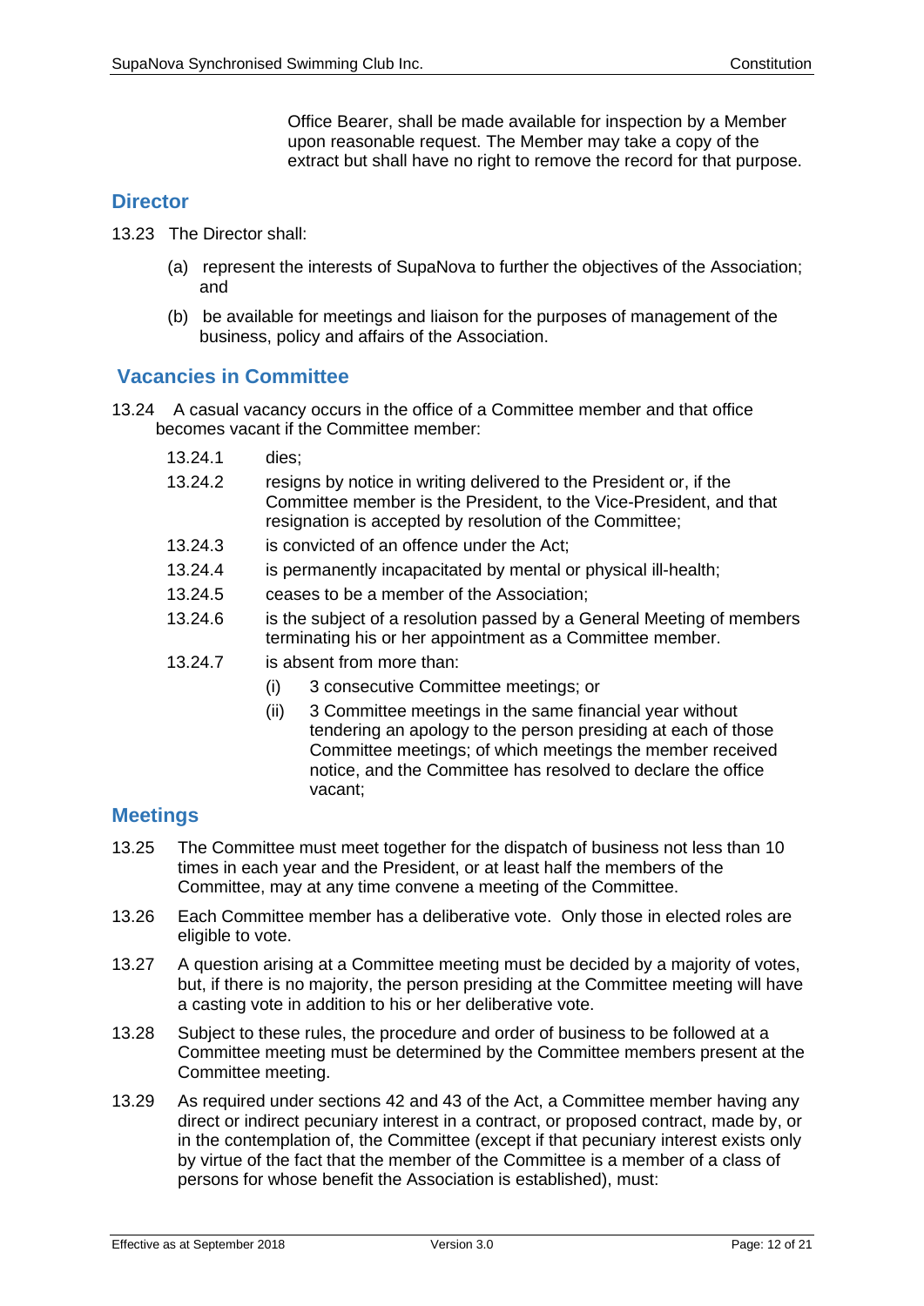Office Bearer, shall be made available for inspection by a Member upon reasonable request. The Member may take a copy of the extract but shall have no right to remove the record for that purpose.

## Director

13.23 The Director shall:

(a) represent the interests of SupaNova to further the objectives of the Association; and

(b) be available for meetings and liaison for the purposes of management of the business, policy and affairs of the Association.

## Vacancies in Committee

13.24 A casual vacancy occurs in the office of a Committee member and that office becomes vacant if the Committee member:

13.24.1 dies;

13.24.2 resigns by notice in writing delivered to the President or, if the Committee member is the President, to the Vice-President, and that resignation is accepted by resolution of the Committee;

13.24.3 is convicted of an offence under the Act;

13.24.4 is permanently incapacitated by mental or physical ill-health;

13.24.5 ceases to be a member of the Association;

13.24.6 is the subject of a resolution passed by a General Meeting of members terminating his or her appointment as a Committee member.

13.24.7 is absent from more than:

(i) 3 consecutive Committee meetings; or

(ii) 3 Committee meetings in the same financial year without tendering an apology to the person presiding at each of those Committee meetings; of which meetings the member received notice, and the Committee has resolved to declare the office vacant;

## Meetings

13.25 The Committee must meet together for the dispatch of business not less than 10 times in each year and the President, or at least half the members of the Committee, may at any time convene a meeting of the Committee.

13.26 Each Committee member has a deliberative vote. Only those in elected roles are eligible to vote.

13.27 A question arising at a Committee meeting must be decided by a majority of votes, but, if there is no majority, the person presiding at the Committee meeting will have a casting vote in addition to his or her deliberative vote.

13.28 Subject to these rules, the procedure and order of business to be followed at a Committee meeting must be determined by the Committee members present at the Committee meeting.

13.29 As required under sections 42 and 43 of the Act, a Committee member having any direct or indirect pecuniary interest in a contract, or proposed contract, made by, or in the contemplation of, the Committee (except if that pecuniary interest exists only by virtue of the fact that the member of the Committee is a member of a class of persons for whose benefit the Association is established), must: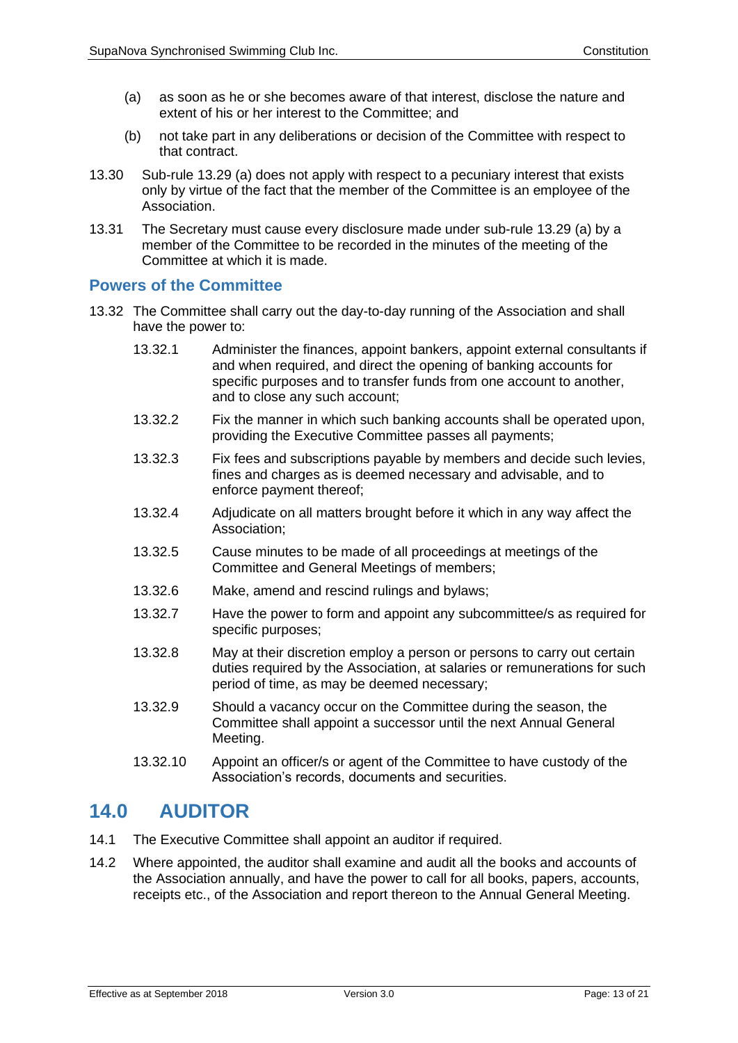(a) as soon as he or she becomes aware of that interest, disclose the nature and extent of his or her interest to the Committee; and

(b) not take part in any deliberations or decision of the Committee with respect to that contract.

13.30 Sub-rule 13.29 (a) does not apply with respect to a pecuniary interest that exists only by virtue of the fact that the member of the Committee is an employee of the Association.

13.31 The Secretary must cause every disclosure made under sub-rule 13.29 (a) by a member of the Committee to be recorded in the minutes of the meeting of the Committee at which it is made.

### Powers of the Committee

13.32 The Committee shall carry out the day-to-day running of the Association and shall have the power to:

13.32.1 Administer the finances, appoint bankers, appoint external consultants if and when required, and direct the opening of banking accounts for specific purposes and to transfer funds from one account to another, and to close any such account;

13.32.2 Fix the manner in which such banking accounts shall be operated upon, providing the Executive Committee passes all payments;

13.32.3 Fix fees and subscriptions payable by members and decide such levies, fines and charges as is deemed necessary and advisable, and to enforce payment thereof;

13.32.4 Adjudicate on all matters brought before it which in any way affect the Association;

13.32.5 Cause minutes to be made of all proceedings at meetings of the Committee and General Meetings of members;

13.32.6 Make, amend and rescind rulings and bylaws;

13.32.7 Have the power to form and appoint any subcommittee/s as required for specific purposes;

13.32.8 May at their discretion employ a person or persons to carry out certain duties required by the Association, at salaries or remunerations for such period of time, as may be deemed necessary;

13.32.9 Should a vacancy occur on the Committee during the season, the Committee shall appoint a successor until the next Annual General Meeting.

13.32.10 Appoint an officer/s or agent of the Committee to have custody of the Association's records, documents and securities.

## 14.0 AUDITOR

14.1 The Executive Committee shall appoint an auditor if required.

14.2 Where appointed, the auditor shall examine and audit all the books and accounts of the Association annually, and have the power to call for all books, papers, accounts, receipts etc., of the Association and report thereon to the Annual General Meeting.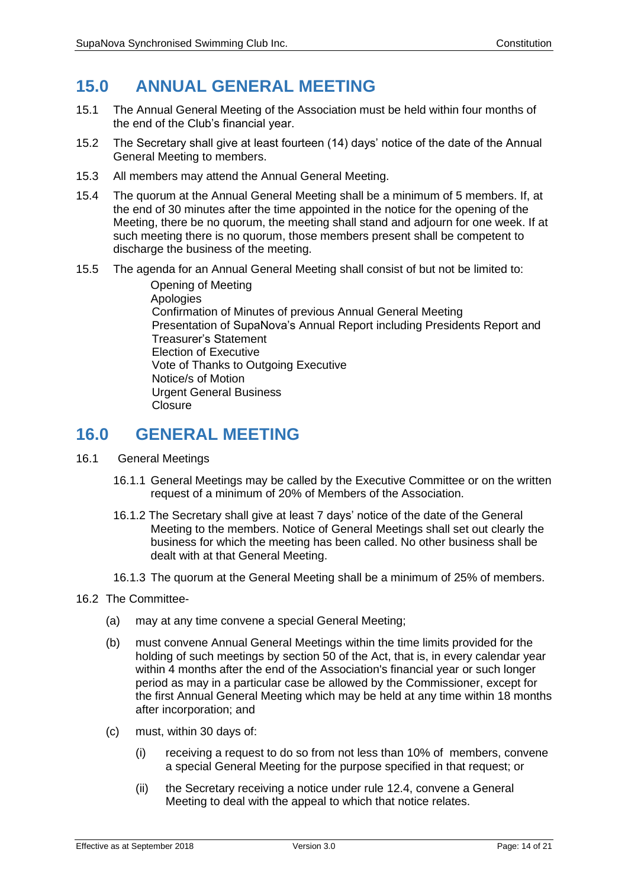## 15.0 ANNUAL GENERAL MEETING

15.1 The Annual General Meeting of the Association must be held within four months of the end of the Club's financial year.

15.2 The Secretary shall give at least fourteen (14) days' notice of the date of the Annual General Meeting to members.

15.3 All members may attend the Annual General Meeting.

15.4 The quorum at the Annual General Meeting shall be a minimum of 5 members. If, at the end of 30 minutes after the time appointed in the notice for the opening of the Meeting, there be no quorum, the meeting shall stand and adjourn for one week. If at such meeting there is no quorum, those members present shall be competent to discharge the business of the meeting.

15.5 The agenda for an Annual General Meeting shall consist of but not be limited to:

- Opening of Meeting
- Apologies
- Confirmation of Minutes of previous Annual General Meeting
- Presentation of SupaNova's Annual Report including Presidents Report and Treasurer's Statement
- Election of Executive
- Vote of Thanks to Outgoing Executive
- Notice/s of Motion
- Urgent General Business
- Closure

## 16.0 GENERAL MEETING

16.1 General Meetings

16.1.1 General Meetings may be called by the Executive Committee or on the written request of a minimum of 20% of Members of the Association.

16.1.2 The Secretary shall give at least 7 days' notice of the date of the General Meeting to the members. Notice of General Meetings shall set out clearly the business for which the meeting has been called. No other business shall be dealt with at that General Meeting.

16.1.3 The quorum at the General Meeting shall be a minimum of 25% of members.

16.2 The Committee-

(a) may at any time convene a special General Meeting;

(b) must convene Annual General Meetings within the time limits provided for the holding of such meetings by section 50 of the Act, that is, in every calendar year within 4 months after the end of the Association's financial year or such longer period as may in a particular case be allowed by the Commissioner, except for the first Annual General Meeting which may be held at any time within 18 months after incorporation; and

(c) must, within 30 days of:

(i) receiving a request to do so from not less than 10% of members, convene a special General Meeting for the purpose specified in that request; or

(ii) the Secretary receiving a notice under rule 12.4, convene a General Meeting to deal with the appeal to which that notice relates.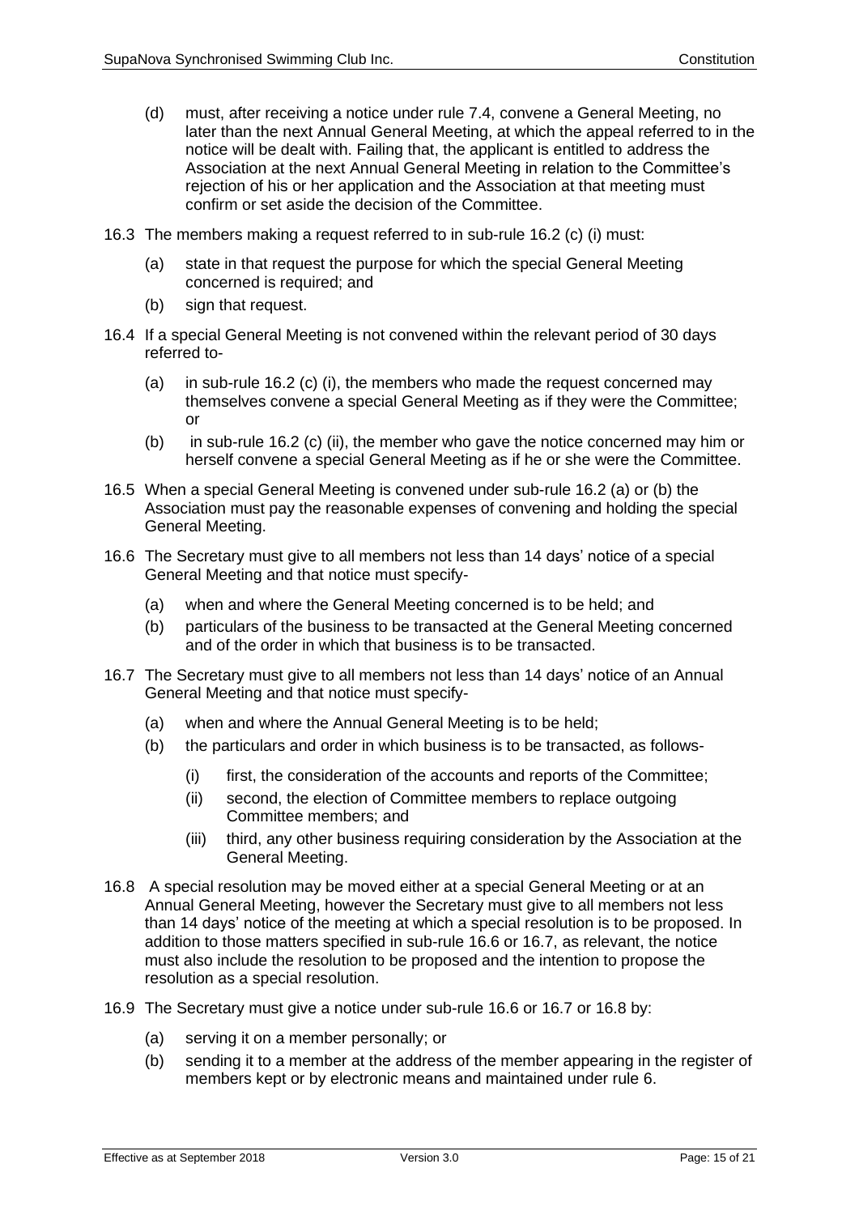(d) must, after receiving a notice under rule 7.4, convene a General Meeting, no later than the next Annual General Meeting, at which the appeal referred to in the notice will be dealt with. Failing that, the applicant is entitled to address the Association at the next Annual General Meeting in relation to the Committee's rejection of his or her application and the Association at that meeting must confirm or set aside the decision of the Committee.

16.3 The members making a request referred to in sub-rule 16.2 (c) (i) must:

(a) state in that request the purpose for which the special General Meeting concerned is required; and

(b) sign that request.

16.4 If a special General Meeting is not convened within the relevant period of 30 days referred to-

(a) in sub-rule 16.2 (c) (i), the members who made the request concerned may themselves convene a special General Meeting as if they were the Committee; or

(b) in sub-rule 16.2 (c) (ii), the member who gave the notice concerned may him or herself convene a special General Meeting as if he or she were the Committee.

16.5 When a special General Meeting is convened under sub-rule 16.2 (a) or (b) the Association must pay the reasonable expenses of convening and holding the special General Meeting.

16.6 The Secretary must give to all members not less than 14 days' notice of a special General Meeting and that notice must specify-

(a) when and where the General Meeting concerned is to be held; and

(b) particulars of the business to be transacted at the General Meeting concerned and of the order in which that business is to be transacted.

16.7 The Secretary must give to all members not less than 14 days' notice of an Annual General Meeting and that notice must specify-

(a) when and where the Annual General Meeting is to be held;

(b) the particulars and order in which business is to be transacted, as follows-

(i) first, the consideration of the accounts and reports of the Committee;

(ii) second, the election of Committee members to replace outgoing Committee members; and

(iii) third, any other business requiring consideration by the Association at the General Meeting.

16.8 A special resolution may be moved either at a special General Meeting or at an Annual General Meeting, however the Secretary must give to all members not less than 14 days' notice of the meeting at which a special resolution is to be proposed. In addition to those matters specified in sub-rule 16.6 or 16.7, as relevant, the notice must also include the resolution to be proposed and the intention to propose the resolution as a special resolution.

16.9 The Secretary must give a notice under sub-rule 16.6 or 16.7 or 16.8 by:

(a) serving it on a member personally; or

(b) sending it to a member at the address of the member appearing in the register of members kept or by electronic means and maintained under rule 6.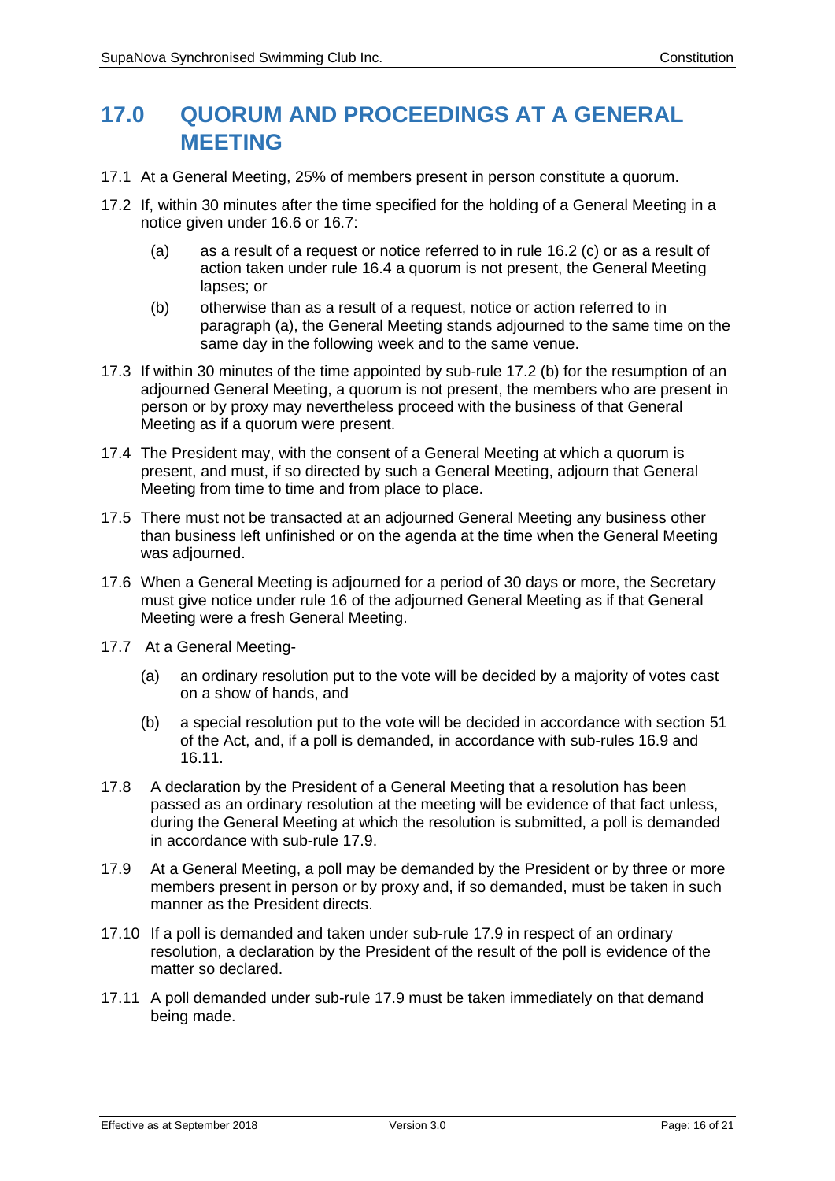## 17.0 QUORUM AND PROCEEDINGS AT A GENERAL MEETING

17.1 At a General Meeting, 25% of members present in person constitute a quorum.

17.2 If, within 30 minutes after the time specified for the holding of a General Meeting in a notice given under 16.6 or 16.7:

(a) as a result of a request or notice referred to in rule 16.2 (c) or as a result of action taken under rule 16.4 a quorum is not present, the General Meeting lapses; or

(b) otherwise than as a result of a request, notice or action referred to in paragraph (a), the General Meeting stands adjourned to the same time on the same day in the following week and to the same venue.

17.3 If within 30 minutes of the time appointed by sub-rule 17.2 (b) for the resumption of an adjourned General Meeting, a quorum is not present, the members who are present in person or by proxy may nevertheless proceed with the business of that General Meeting as if a quorum were present.

17.4 The President may, with the consent of a General Meeting at which a quorum is present, and must, if so directed by such a General Meeting, adjourn that General Meeting from time to time and from place to place.

17.5 There must not be transacted at an adjourned General Meeting any business other than business left unfinished or on the agenda at the time when the General Meeting was adjourned.

17.6 When a General Meeting is adjourned for a period of 30 days or more, the Secretary must give notice under rule 16 of the adjourned General Meeting as if that General Meeting were a fresh General Meeting.

17.7 At a General Meeting-

(a) an ordinary resolution put to the vote will be decided by a majority of votes cast on a show of hands, and

(b) a special resolution put to the vote will be decided in accordance with section 51 of the Act, and, if a poll is demanded, in accordance with sub-rules 16.9 and 16.11.

17.8 A declaration by the President of a General Meeting that a resolution has been passed as an ordinary resolution at the meeting will be evidence of that fact unless, during the General Meeting at which the resolution is submitted, a poll is demanded in accordance with sub-rule 17.9.

17.9 At a General Meeting, a poll may be demanded by the President or by three or more members present in person or by proxy and, if so demanded, must be taken in such manner as the President directs.

17.10 If a poll is demanded and taken under sub-rule 17.9 in respect of an ordinary resolution, a declaration by the President of the result of the poll is evidence of the matter so declared.

17.11 A poll demanded under sub-rule 17.9 must be taken immediately on that demand being made.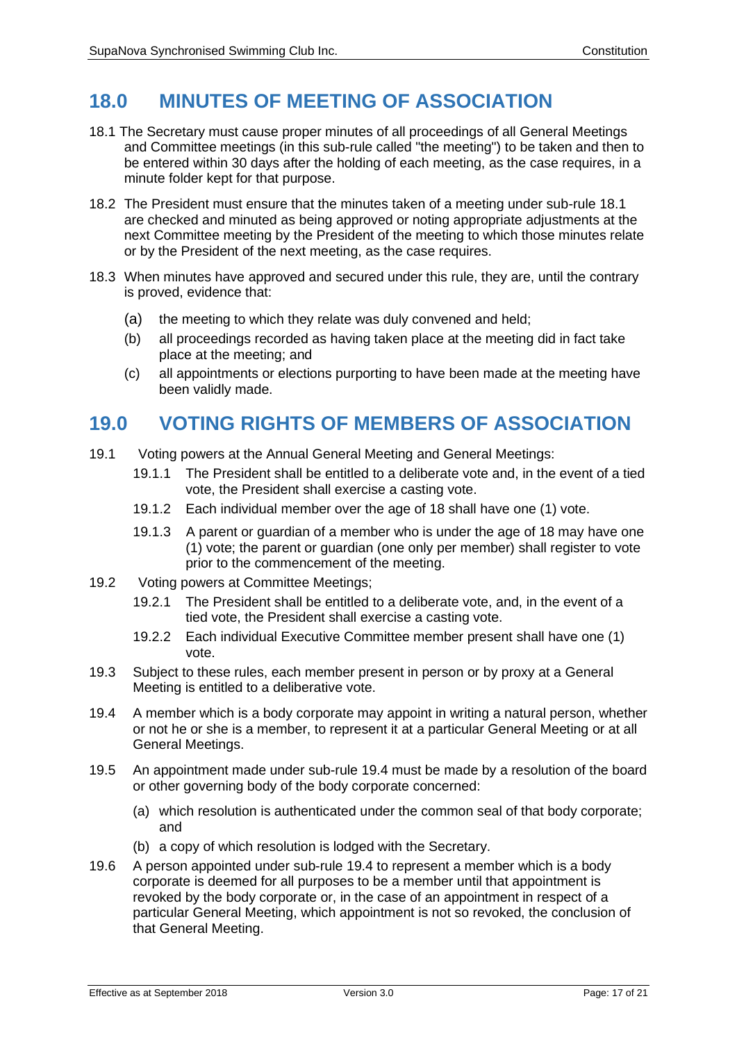## 18.0 MINUTES OF MEETING OF ASSOCIATION

18.1 The Secretary must cause proper minutes of all proceedings of all General Meetings and Committee meetings (in this sub-rule called "the meeting") to be taken and then to be entered within 30 days after the holding of each meeting, as the case requires, in a minute folder kept for that purpose.

18.2 The President must ensure that the minutes taken of a meeting under sub-rule 18.1 are checked and minuted as being approved or noting appropriate adjustments at the next Committee meeting by the President of the meeting to which those minutes relate or by the President of the next meeting, as the case requires.

18.3 When minutes have approved and secured under this rule, they are, until the contrary is proved, evidence that:

- (a) the meeting to which they relate was duly convened and held;
- (b) all proceedings recorded as having taken place at the meeting did in fact take place at the meeting; and
- (c) all appointments or elections purporting to have been made at the meeting have been validly made.

## 19.0 VOTING RIGHTS OF MEMBERS OF ASSOCIATION

19.1 Voting powers at the Annual General Meeting and General Meetings:

- 19.1.1 The President shall be entitled to a deliberate vote and, in the event of a tied vote, the President shall exercise a casting vote.
- 19.1.2 Each individual member over the age of 18 shall have one (1) vote.
- 19.1.3 A parent or guardian of a member who is under the age of 18 may have one (1) vote; the parent or guardian (one only per member) shall register to vote prior to the commencement of the meeting.

19.2 Voting powers at Committee Meetings;

- 19.2.1 The President shall be entitled to a deliberate vote, and, in the event of a tied vote, the President shall exercise a casting vote.
- 19.2.2 Each individual Executive Committee member present shall have one (1) vote.

19.3 Subject to these rules, each member present in person or by proxy at a General Meeting is entitled to a deliberative vote.

19.4 A member which is a body corporate may appoint in writing a natural person, whether or not he or she is a member, to represent it at a particular General Meeting or at all General Meetings.

19.5 An appointment made under sub-rule 19.4 must be made by a resolution of the board or other governing body of the body corporate concerned:

- (a) which resolution is authenticated under the common seal of that body corporate; and
- (b) a copy of which resolution is lodged with the Secretary.

19.6 A person appointed under sub-rule 19.4 to represent a member which is a body corporate is deemed for all purposes to be a member until that appointment is revoked by the body corporate or, in the case of an appointment in respect of a particular General Meeting, which appointment is not so revoked, the conclusion of that General Meeting.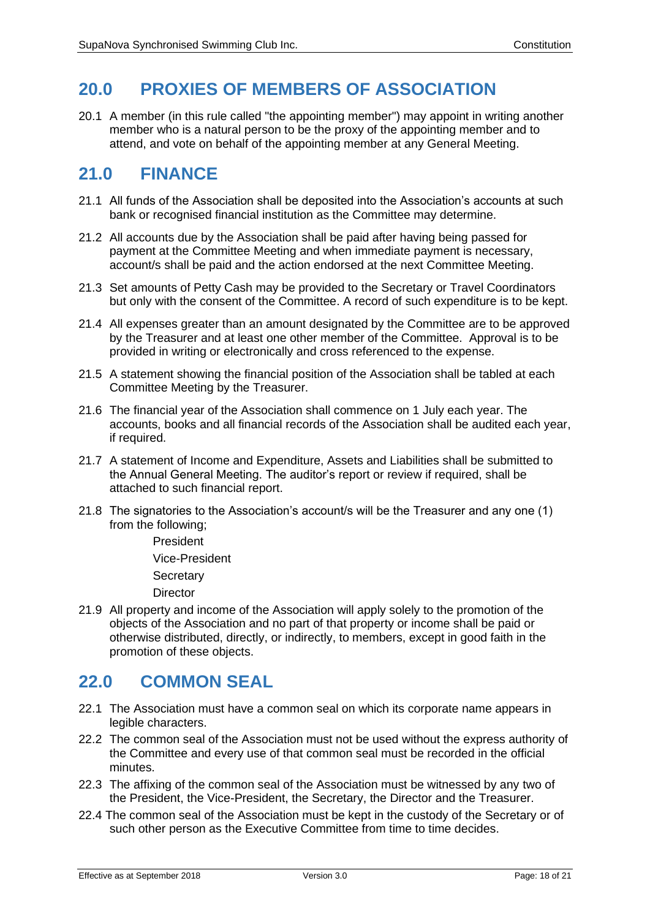## 20.0 PROXIES OF MEMBERS OF ASSOCIATION

20.1 A member (in this rule called "the appointing member") may appoint in writing another member who is a natural person to be the proxy of the appointing member and to attend, and vote on behalf of the appointing member at any General Meeting.

## 21.0 FINANCE

21.1 All funds of the Association shall be deposited into the Association's accounts at such bank or recognised financial institution as the Committee may determine.

21.2 All accounts due by the Association shall be paid after having being passed for payment at the Committee Meeting and when immediate payment is necessary, account/s shall be paid and the action endorsed at the next Committee Meeting.

21.3 Set amounts of Petty Cash may be provided to the Secretary or Travel Coordinators but only with the consent of the Committee. A record of such expenditure is to be kept.

21.4 All expenses greater than an amount designated by the Committee are to be approved by the Treasurer and at least one other member of the Committee. Approval is to be provided in writing or electronically and cross referenced to the expense.

21.5 A statement showing the financial position of the Association shall be tabled at each Committee Meeting by the Treasurer.

21.6 The financial year of the Association shall commence on 1 July each year. The accounts, books and all financial records of the Association shall be audited each year, if required.

21.7 A statement of Income and Expenditure, Assets and Liabilities shall be submitted to the Annual General Meeting. The auditor's report or review if required, shall be attached to such financial report.

21.8 The signatories to the Association's account/s will be the Treasurer and any one (1) from the following;

President
Vice-President
Secretary
Director

21.9 All property and income of the Association will apply solely to the promotion of the objects of the Association and no part of that property or income shall be paid or otherwise distributed, directly, or indirectly, to members, except in good faith in the promotion of these objects.

## 22.0 COMMON SEAL

22.1 The Association must have a common seal on which its corporate name appears in legible characters.

22.2 The common seal of the Association must not be used without the express authority of the Committee and every use of that common seal must be recorded in the official minutes.

22.3 The affixing of the common seal of the Association must be witnessed by any two of the President, the Vice-President, the Secretary, the Director and the Treasurer.

22.4 The common seal of the Association must be kept in the custody of the Secretary or of such other person as the Executive Committee from time to time decides.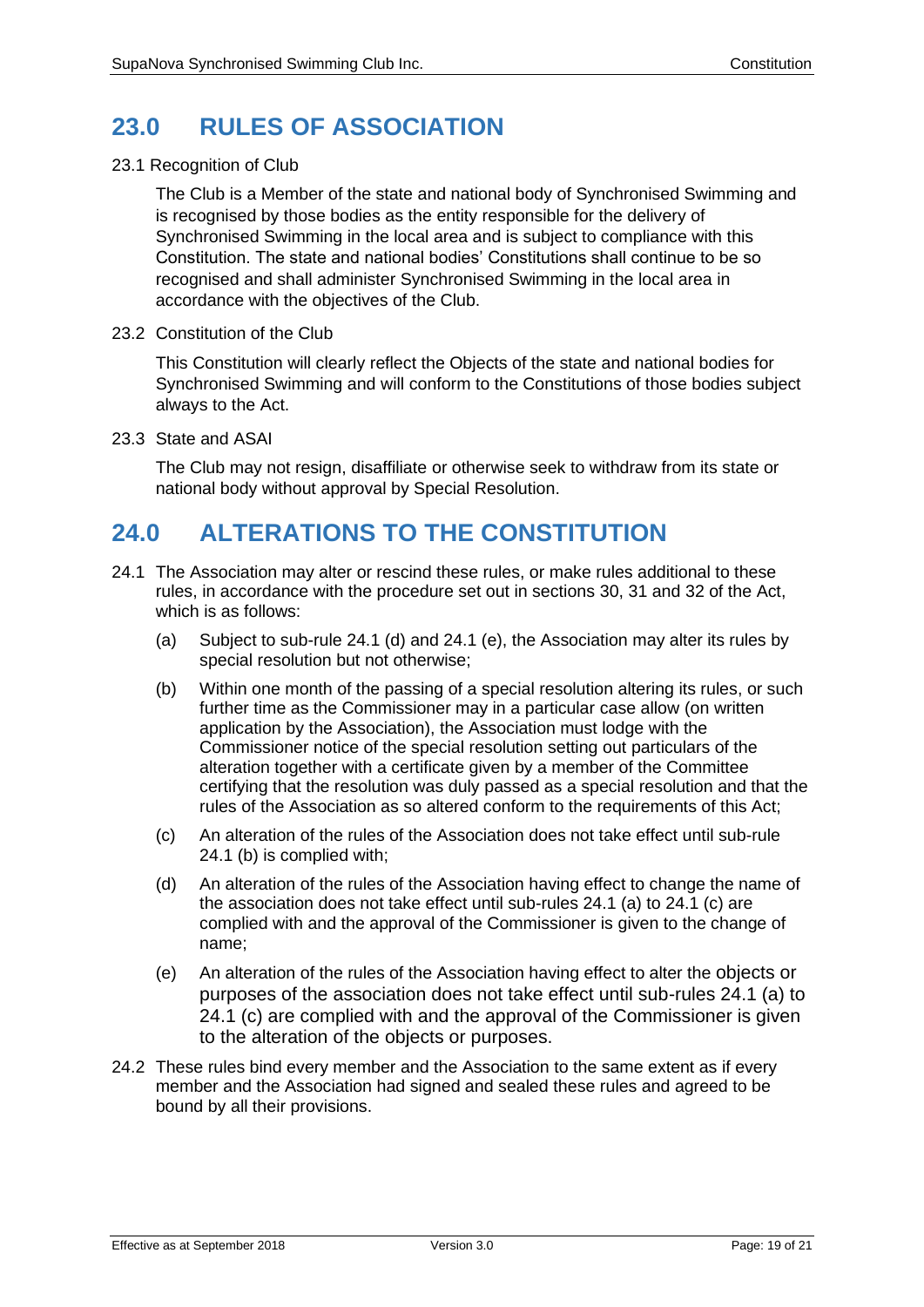## 23.0 RULES OF ASSOCIATION

23.1 Recognition of Club

The Club is a Member of the state and national body of Synchronised Swimming and is recognised by those bodies as the entity responsible for the delivery of Synchronised Swimming in the local area and is subject to compliance with this Constitution. The state and national bodies' Constitutions shall continue to be so recognised and shall administer Synchronised Swimming in the local area in accordance with the objectives of the Club.

23.2 Constitution of the Club

This Constitution will clearly reflect the Objects of the state and national bodies for Synchronised Swimming and will conform to the Constitutions of those bodies subject always to the Act.

23.3 State and ASAI

The Club may not resign, disaffiliate or otherwise seek to withdraw from its state or national body without approval by Special Resolution.

## 24.0 ALTERATIONS TO THE CONSTITUTION

24.1 The Association may alter or rescind these rules, or make rules additional to these rules, in accordance with the procedure set out in sections 30, 31 and 32 of the Act, which is as follows:

(a) Subject to sub-rule 24.1 (d) and 24.1 (e), the Association may alter its rules by special resolution but not otherwise;

(b) Within one month of the passing of a special resolution altering its rules, or such further time as the Commissioner may in a particular case allow (on written application by the Association), the Association must lodge with the Commissioner notice of the special resolution setting out particulars of the alteration together with a certificate given by a member of the Committee certifying that the resolution was duly passed as a special resolution and that the rules of the Association as so altered conform to the requirements of this Act;

(c) An alteration of the rules of the Association does not take effect until sub-rule 24.1 (b) is complied with;

(d) An alteration of the rules of the Association having effect to change the name of the association does not take effect until sub-rules 24.1 (a) to 24.1 (c) are complied with and the approval of the Commissioner is given to the change of name;

(e) An alteration of the rules of the Association having effect to alter the objects or purposes of the association does not take effect until sub-rules 24.1 (a) to 24.1 (c) are complied with and the approval of the Commissioner is given to the alteration of the objects or purposes.

24.2 These rules bind every member and the Association to the same extent as if every member and the Association had signed and sealed these rules and agreed to be bound by all their provisions.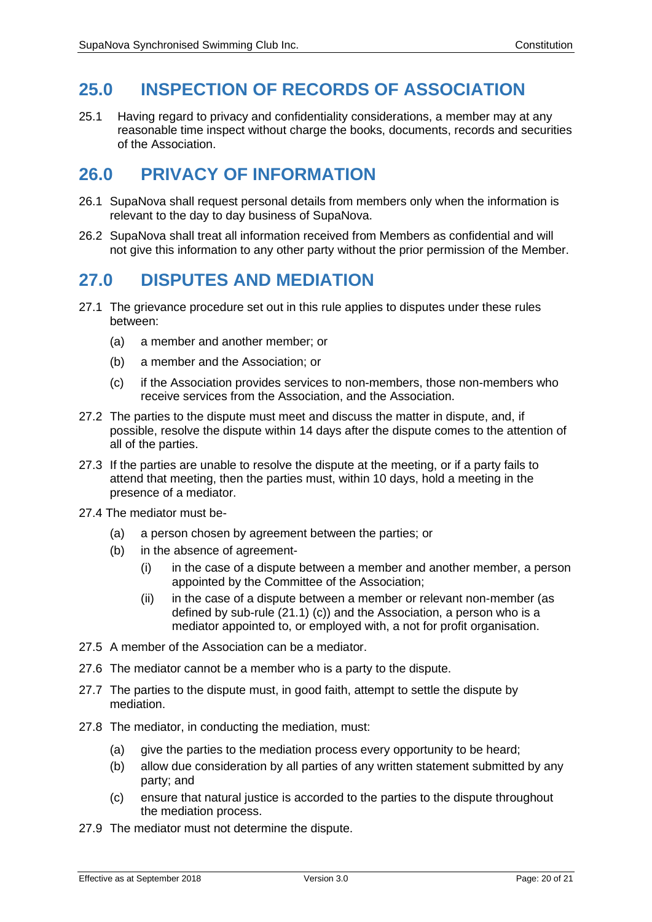## 25.0 INSPECTION OF RECORDS OF ASSOCIATION

25.1 Having regard to privacy and confidentiality considerations, a member may at any reasonable time inspect without charge the books, documents, records and securities of the Association.

## 26.0 PRIVACY OF INFORMATION

26.1 SupaNova shall request personal details from members only when the information is relevant to the day to day business of SupaNova.

26.2 SupaNova shall treat all information received from Members as confidential and will not give this information to any other party without the prior permission of the Member.

## 27.0 DISPUTES AND MEDIATION

27.1 The grievance procedure set out in this rule applies to disputes under these rules between:

- (a) a member and another member; or
- (b) a member and the Association; or
- (c) if the Association provides services to non-members, those non-members who receive services from the Association, and the Association.

27.2 The parties to the dispute must meet and discuss the matter in dispute, and, if possible, resolve the dispute within 14 days after the dispute comes to the attention of all of the parties.

27.3 If the parties are unable to resolve the dispute at the meeting, or if a party fails to attend that meeting, then the parties must, within 10 days, hold a meeting in the presence of a mediator.

27.4 The mediator must be-

- (a) a person chosen by agreement between the parties; or
- (b) in the absence of agreement-
  - (i) in the case of a dispute between a member and another member, a person appointed by the Committee of the Association;
  - (ii) in the case of a dispute between a member or relevant non-member (as defined by sub-rule (21.1) (c)) and the Association, a person who is a mediator appointed to, or employed with, a not for profit organisation.

27.5 A member of the Association can be a mediator.

27.6 The mediator cannot be a member who is a party to the dispute.

27.7 The parties to the dispute must, in good faith, attempt to settle the dispute by mediation.

27.8 The mediator, in conducting the mediation, must:

- (a) give the parties to the mediation process every opportunity to be heard;
- (b) allow due consideration by all parties of any written statement submitted by any party; and
- (c) ensure that natural justice is accorded to the parties to the dispute throughout the mediation process.

27.9 The mediator must not determine the dispute.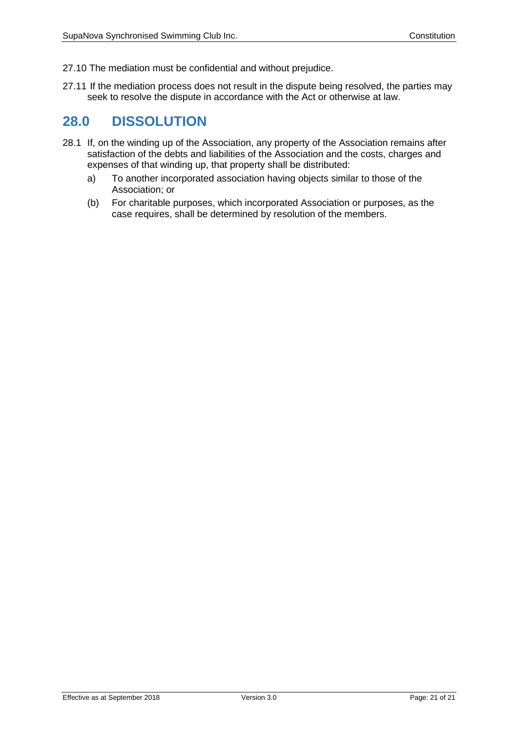27.10 The mediation must be confidential and without prejudice.

27.11 If the mediation process does not result in the dispute being resolved, the parties may seek to resolve the dispute in accordance with the Act or otherwise at law.

## 28.0 DISSOLUTION

28.1 If, on the winding up of the Association, any property of the Association remains after satisfaction of the debts and liabilities of the Association and the costs, charges and expenses of that winding up, that property shall be distributed:

a) To another incorporated association having objects similar to those of the Association; or

(b) For charitable purposes, which incorporated Association or purposes, as the case requires, shall be determined by resolution of the members.